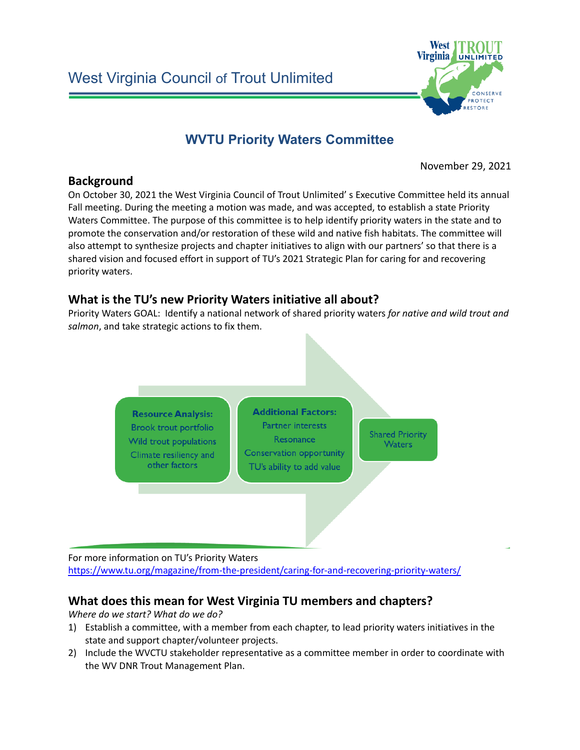# West Virginia Council of Trout Unlimited

## WVTU Priority Waters Committee

November 29, 2021

### Background

On October 30, 2021 the West Virginia Council of Trout Unlimited' s Executive Committee held its annual Fall meeting. During the meeting a motion was made, and was accepted, to establish a state Priority Waters Committee. The purpose of this committee is to help identify priority waters in the state and to promote the conservation and/or restoration of these wild and native fish habitats. The committee will also attempt to synthesize projects and chapter initiatives to align with our partners' so that there is a shared vision and focused effort in support of TU's 2021 Strategic Plan for caring for and recovering priority waters.

### What is the TU's new Priority Waters initiative all about?

Priority Waters GOAL: Identify a national network of shared priority waters *for native and wild trout and salmon*, and take strategic actions to fix them.

**Resource Analysis:**
Brook trout portfolio
Wild trout populations
Climate resiliency and other factors

**Additional Factors:**
Partner interests
Resonance
Conservation opportunity
TU's ability to add value

Shared Priority Waters

For more information on TU's Priority Waters
https://www.tu.org/magazine/from-the-president/caring-for-and-recovering-priority-waters/

### What does this mean for West Virginia TU members and chapters?

*Where do we start? What do we do?*

1) Establish a committee, with a member from each chapter, to lead priority waters initiatives in the state and support chapter/volunteer projects.
2) Include the WVCTU stakeholder representative as a committee member in order to coordinate with the WV DNR Trout Management Plan.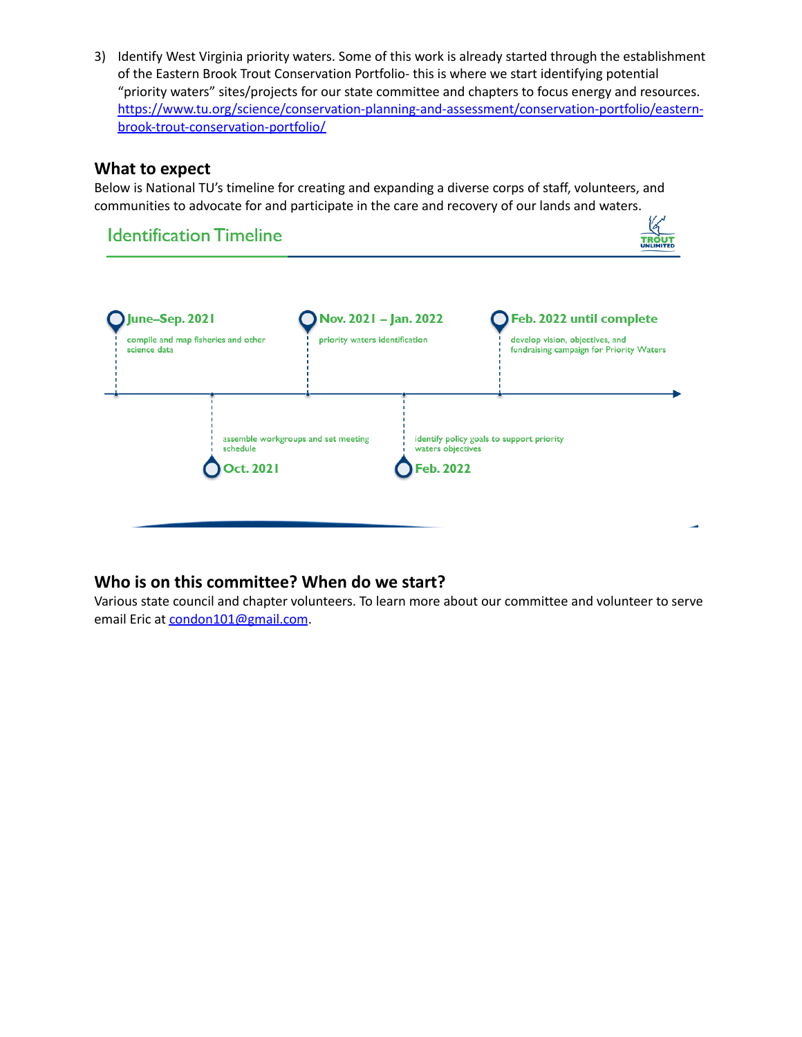3) Identify West Virginia priority waters. Some of this work is already started through the establishment of the Eastern Brook Trout Conservation Portfolio- this is where we start identifying potential "priority waters" sites/projects for our state committee and chapters to focus energy and resources. https://www.tu.org/science/conservation-planning-and-assessment/conservation-portfolio/eastern-brook-trout-conservation-portfolio/

## What to expect

Below is National TU's timeline for creating and expanding a diverse corps of staff, volunteers, and communities to advocate for and participate in the care and recovery of our lands and waters.

Identification Timeline

TROUT UNLIMITED

June–Sep. 2021
compile and map fisheries and other science data

Oct. 2021
assemble workgroups and set meeting schedule

Nov. 2021 – Jan. 2022
priority waters identification

Feb. 2022
identify policy goals to support priority waters objectives

Feb. 2022 until complete
develop vision, objectives, and fundraising campaign for Priority Waters

## Who is on this committee? When do we start?

Various state council and chapter volunteers. To learn more about our committee and volunteer to serve email Eric at condon101@gmail.com.